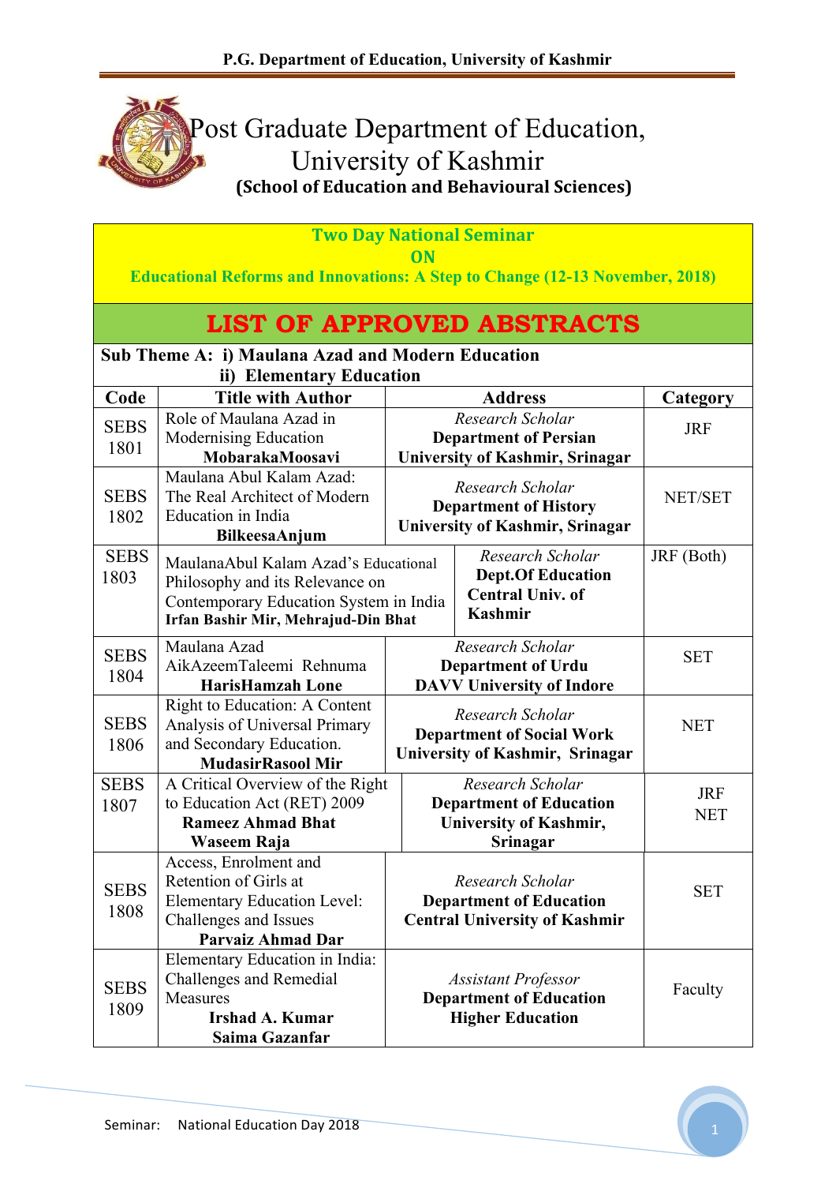# Post Graduate Department of Education, University of Kashmir

**(School of Education and Behavioural Sciences)**

**Two Day National Seminar**

**ON**

**Educational Reforms and Innovations: A Step to Change (12-13 November, 2018)**

## LIST OF APPROVED ABSTRACTS

**Sub Theme A: i) Maulana Azad and Modern Education**
**ii) Elementary Education**

| Code | Title with Author | Address | Category |
|---|---|---|---|
| SEBS 1801 | Role of Maulana Azad in Modernising Education **MobarakaMoosavi** | *Research Scholar* **Department of Persian University of Kashmir, Srinagar** | JRF |
| SEBS 1802 | Maulana Abul Kalam Azad: The Real Architect of Modern Education in India **BilkeesaAnjum** | *Research Scholar* **Department of History University of Kashmir, Srinagar** | NET/SET |
| SEBS 1803 | MaulanaAbul Kalam Azad's Educational Philosophy and its Relevance on Contemporary Education System in India **Irfan Bashir Mir, Mehrajud-Din Bhat** | *Research Scholar* **Dept.Of Education Central Univ. of Kashmir** | JRF (Both) |
| SEBS 1804 | Maulana Azad AikAzeemTaleemi Rehnuma **HarisHamzah Lone** | *Research Scholar* **Department of Urdu DAVV University of Indore** | SET |
| SEBS 1806 | Right to Education: A Content Analysis of Universal Primary and Secondary Education. **MudasirRasool Mir** | *Research Scholar* **Department of Social Work University of Kashmir, Srinagar** | NET |
| SEBS 1807 | A Critical Overview of the Right to Education Act (RET) 2009 **Rameez Ahmad Bhat Waseem Raja** | *Research Scholar* **Department of Education University of Kashmir, Srinagar** | JRF NET |
| SEBS 1808 | Access, Enrolment and Retention of Girls at Elementary Education Level: Challenges and Issues **Parvaiz Ahmad Dar** | *Research Scholar* **Department of Education Central University of Kashmir** | SET |
| SEBS 1809 | Elementary Education in India: Challenges and Remedial Measures **Irshad A. Kumar Saima Gazanfar** | *Assistant Professor* **Department of Education Higher Education** | Faculty |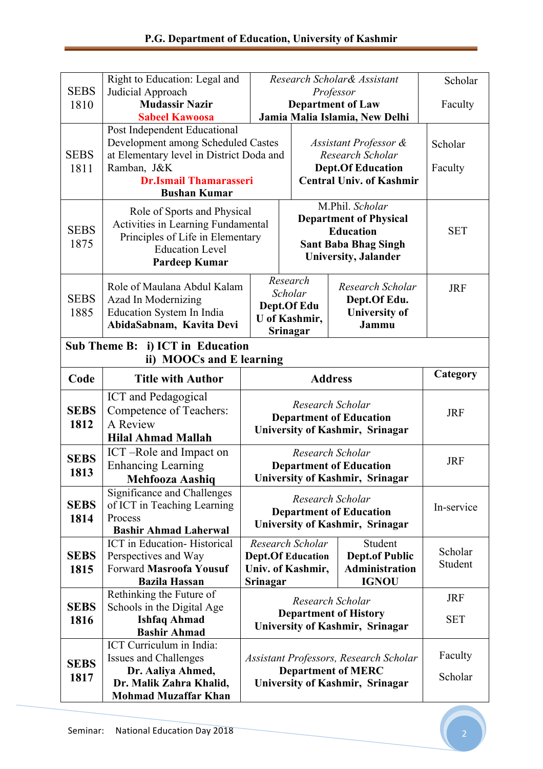| | | | |
|---|---|---|---|
| SEBS 1810 | Right to Education: Legal and Judicial Approach **Mudassir Nazir** **Sabeel Kawoosa** | *Research Scholar& Assistant Professor* **Department of Law** **Jamia Malia Islamia, New Delhi** | Scholar Faculty |
| SEBS 1811 | Post Independent Educational Development among Scheduled Castes at Elementary level in District Doda and Ramban, J&K **Dr.Ismail Thamarasseri** **Bushan Kumar** | *Assistant Professor & Research Scholar* **Dept.Of Education** **Central Univ. of Kashmir** | Scholar Faculty |
| SEBS 1875 | Role of Sports and Physical Activities in Learning Fundamental Principles of Life in Elementary Education Level **Pardeep Kumar** | M.Phil. *Scholar* **Department of Physical Education** **Sant Baba Bhag Singh University, Jalander** | SET |
| SEBS 1885 | Role of Maulana Abdul Kalam Azad In Modernizing Education System In India **AbidaSabnam, Kavita Devi** | *Research Scholar* **Dept.Of Edu U of Kashmir, Srinagar** / *Research Scholar* **Dept.Of Edu. University of Jammu** | JRF |

**Sub Theme B: i) ICT in Education**
**ii) MOOCs and E learning**

| Code | Title with Author | Address | Category |
|---|---|---|---|
| **SEBS 1812** | ICT and Pedagogical Competence of Teachers: A Review **Hilal Ahmad Mallah** | *Research Scholar* **Department of Education** **University of Kashmir, Srinagar** | JRF |
| **SEBS 1813** | ICT –Role and Impact on Enhancing Learning **Mehfooza Aashiq** | *Research Scholar* **Department of Education** **University of Kashmir, Srinagar** | JRF |
| **SEBS 1814** | Significance and Challenges of ICT in Teaching Learning Process **Bashir Ahmad Laherwal** | *Research Scholar* **Department of Education** **University of Kashmir, Srinagar** | In-service |
| **SEBS 1815** | ICT in Education- Historical Perspectives and Way Forward **Masroofa Yousuf** **Bazila Hassan** | *Research Scholar* **Dept.Of Education Univ. of Kashmir, Srinagar** / Student **Dept.of Public Administration IGNOU** | Scholar Student |
| **SEBS 1816** | Rethinking the Future of Schools in the Digital Age **Ishfaq Ahmad** **Bashir Ahmad** | *Research Scholar* **Department of History** **University of Kashmir, Srinagar** | JRF SET |
| **SEBS 1817** | ICT Curriculum in India: Issues and Challenges **Dr. Aaliya Ahmed,** **Dr. Malik Zahra Khalid,** **Mohmad Muzaffar Khan** | *Assistant Professors, Research Scholar* **Department of MERC** **University of Kashmir, Srinagar** | Faculty Scholar |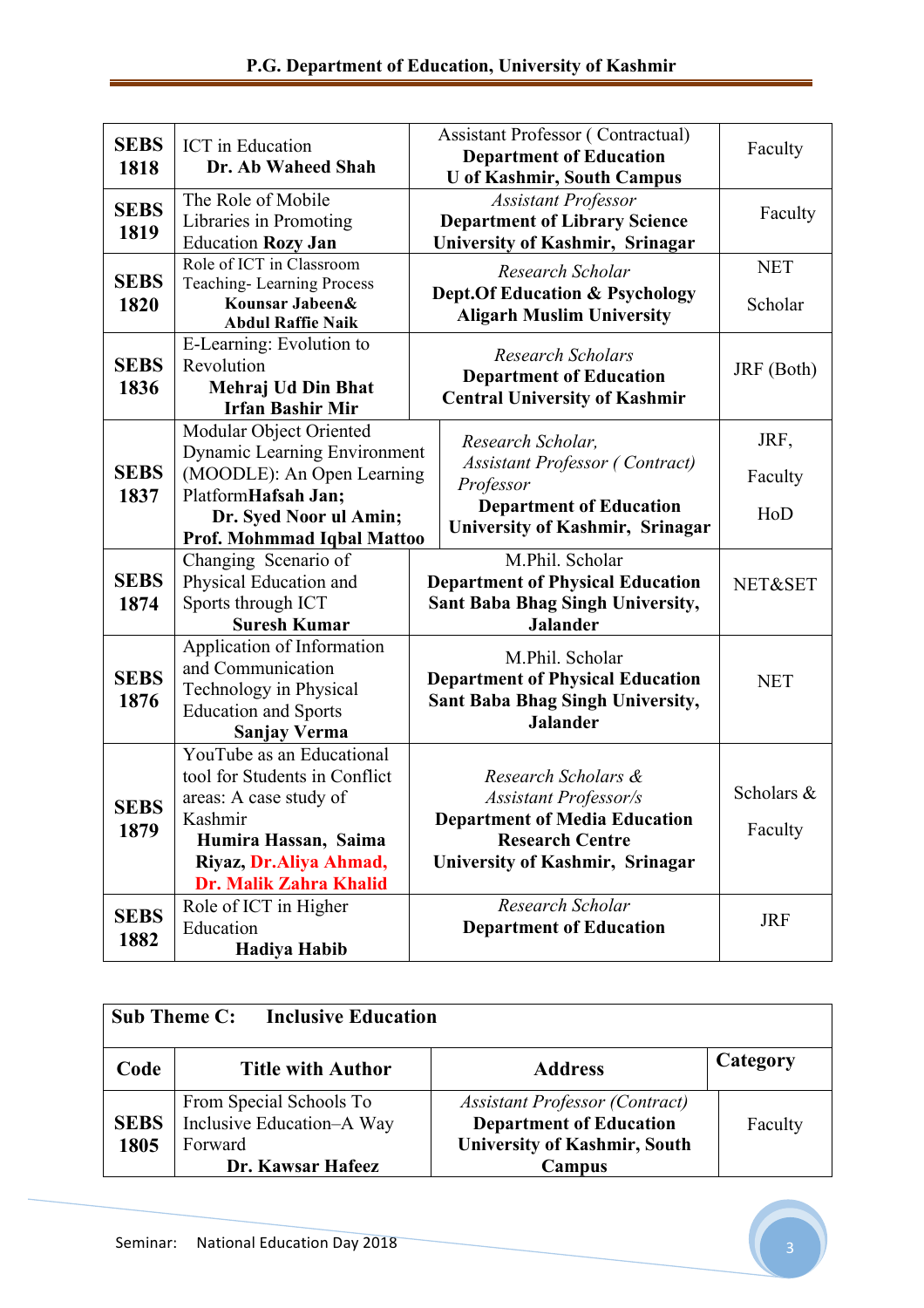| | | | |
|---|---|---|---|
| **SEBS 1818** | ICT in Education **Dr. Ab Waheed Shah** | Assistant Professor ( Contractual) **Department of Education U of Kashmir, South Campus** | Faculty |
| **SEBS 1819** | The Role of Mobile Libraries in Promoting Education **Rozy Jan** | *Assistant Professor* **Department of Library Science University of Kashmir, Srinagar** | Faculty |
| **SEBS 1820** | Role of ICT in Classroom Teaching- Learning Process **Kounsar Jabeen& Abdul Raffie Naik** | *Research Scholar* **Dept.Of Education & Psychology Aligarh Muslim University** | NET Scholar |
| **SEBS 1836** | E-Learning: Evolution to Revolution **Mehraj Ud Din Bhat Irfan Bashir Mir** | *Research Scholars* **Department of Education Central University of Kashmir** | JRF (Both) |
| **SEBS 1837** | Modular Object Oriented Dynamic Learning Environment (MOODLE): An Open Learning Platform**Hafsah Jan; Dr. Syed Noor ul Amin; Prof. Mohmmad Iqbal Mattoo** | *Research Scholar, Assistant Professor ( Contract) Professor* **Department of Education University of Kashmir, Srinagar** | JRF, Faculty HoD |
| **SEBS 1874** | Changing Scenario of Physical Education and Sports through ICT **Suresh Kumar** | M.Phil. Scholar **Department of Physical Education Sant Baba Bhag Singh University, Jalander** | NET&SET |
| **SEBS 1876** | Application of Information and Communication Technology in Physical Education and Sports **Sanjay Verma** | M.Phil. Scholar **Department of Physical Education Sant Baba Bhag Singh University, Jalander** | NET |
| **SEBS 1879** | YouTube as an Educational tool for Students in Conflict areas: A case study of Kashmir **Humira Hassan, Saima Riyaz, Dr.Aliya Ahmad, Dr. Malik Zahra Khalid** | *Research Scholars & Assistant Professor/s* **Department of Media Education Research Centre University of Kashmir, Srinagar** | Scholars & Faculty |
| **SEBS 1882** | Role of ICT in Higher Education **Hadiya Habib** | *Research Scholar* **Department of Education** | JRF |

**Sub Theme C: Inclusive Education**

| Code | Title with Author | Address | Category |
|---|---|---|---|
| **SEBS 1805** | From Special Schools To Inclusive Education–A Way Forward **Dr. Kawsar Hafeez** | *Assistant Professor (Contract)* **Department of Education University of Kashmir, South Campus** | Faculty |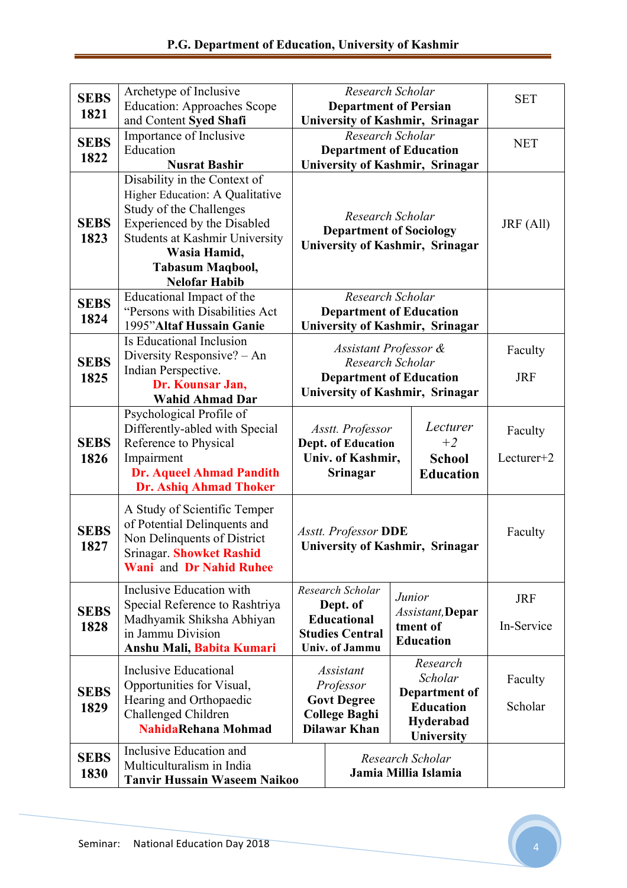| | | | |
|---|---|---|---|
| **SEBS 1821** | Archetype of Inclusive Education: Approaches Scope and Content **Syed Shafi** | *Research Scholar* **Department of Persian University of Kashmir, Srinagar** | SET |
| **SEBS 1822** | Importance of Inclusive Education **Nusrat Bashir** | *Research Scholar* **Department of Education University of Kashmir, Srinagar** | NET |
| **SEBS 1823** | Disability in the Context of Higher Education: A Qualitative Study of the Challenges Experienced by the Disabled Students at Kashmir University **Wasia Hamid, Tabasum Maqbool, Nelofar Habib** | *Research Scholar* **Department of Sociology University of Kashmir, Srinagar** | JRF (All) |
| **SEBS 1824** | Educational Impact of the "Persons with Disabilities Act 1995"**Altaf Hussain Ganie** | *Research Scholar* **Department of Education University of Kashmir, Srinagar** | |
| **SEBS 1825** | Is Educational Inclusion Diversity Responsive? – An Indian Perspective. **Dr. Kounsar Jan, Wahid Ahmad Dar** | *Assistant Professor & Research Scholar* **Department of Education University of Kashmir, Srinagar** | Faculty<br>JRF |
| **SEBS 1826** | Psychological Profile of Differently-abled with Special Reference to Physical Impairment **Dr. Aqueel Ahmad Pandith Dr. Ashiq Ahmad Thoker** | *Asstt. Professor* **Dept. of Education Univ. of Kashmir, Srinagar** / *Lecturer +2* **School Education** | Faculty<br>Lecturer+2 |
| **SEBS 1827** | A Study of Scientific Temper of Potential Delinquents and Non Delinquents of District Srinagar. **Showket Rashid Wani** and **Dr Nahid Ruhee** | *Asstt. Professor* **DDE University of Kashmir, Srinagar** | Faculty |
| **SEBS 1828** | Inclusive Education with Special Reference to Rashtriya Madhyamik Shiksha Abhiyan in Jammu Division **Anshu Mali, Babita Kumari** | *Research Scholar* **Dept. of Educational Studies Central Univ. of Jammu** / *Junior Assistant,* **Department of Education** | JRF<br>In-Service |
| **SEBS 1829** | Inclusive Educational Opportunities for Visual, Hearing and Orthopaedic Challenged Children **NahidaRehana Mohmad** | *Assistant Professor* **Govt Degree College Baghi Dilawar Khan** / *Research Scholar* **Department of Education Hyderabad University** | Faculty<br>Scholar |
| **SEBS 1830** | Inclusive Education and Multiculturalism in India **Tanvir Hussain Waseem Naikoo** | *Research Scholar* **Jamia Millia Islamia** | |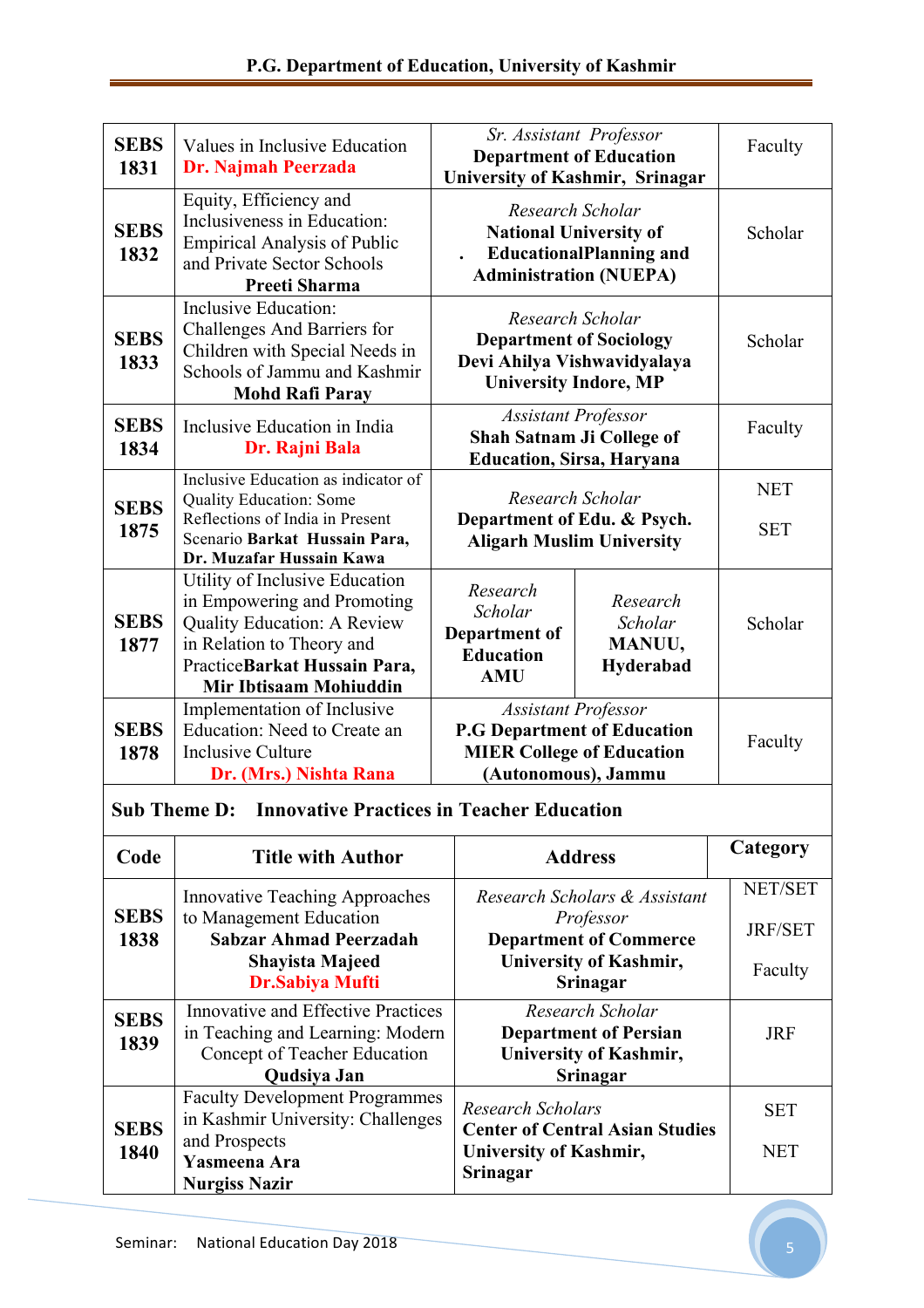| | | | |
|---|---|---|---|
| **SEBS 1831** | Values in Inclusive Education **Dr. Najmah Peerzada** | *Sr. Assistant Professor* **Department of Education University of Kashmir, Srinagar** | Faculty |
| **SEBS 1832** | Equity, Efficiency and Inclusiveness in Education: Empirical Analysis of Public and Private Sector Schools **Preeti Sharma** | *Research Scholar* **National University of EducationalPlanning and Administration (NUEPA)** | Scholar |
| **SEBS 1833** | Inclusive Education: Challenges And Barriers for Children with Special Needs in Schools of Jammu and Kashmir **Mohd Rafi Paray** | *Research Scholar* **Department of Sociology Devi Ahilya Vishwavidyalaya University Indore, MP** | Scholar |
| **SEBS 1834** | Inclusive Education in India **Dr. Rajni Bala** | *Assistant Professor* **Shah Satnam Ji College of Education, Sirsa, Haryana** | Faculty |
| **SEBS 1875** | Inclusive Education as indicator of Quality Education: Some Reflections of India in Present Scenario **Barkat Hussain Para, Dr. Muzafar Hussain Kawa** | *Research Scholar* **Department of Edu. & Psych. Aligarh Muslim University** | NET SET |
| **SEBS 1877** | Utility of Inclusive Education in Empowering and Promoting Quality Education: A Review in Relation to Theory and Practice**Barkat Hussain Para, Mir Ibtisaam Mohiuddin** | *Research Scholar* **Department of Education AMU** / *Research Scholar* **MANUU, Hyderabad** | Scholar |
| **SEBS 1878** | Implementation of Inclusive Education: Need to Create an Inclusive Culture **Dr. (Mrs.) Nishta Rana** | *Assistant Professor* **P.G Department of Education MIER College of Education (Autonomous), Jammu** | Faculty |

**Sub Theme D: Innovative Practices in Teacher Education**

| Code | Title with Author | Address | Category |
|---|---|---|---|
| **SEBS 1838** | Innovative Teaching Approaches to Management Education **Sabzar Ahmad Peerzadah** **Shayista Majeed** **Dr.Sabiya Mufti** | *Research Scholars & Assistant Professor* **Department of Commerce University of Kashmir, Srinagar** | NET/SET JRF/SET Faculty |
| **SEBS 1839** | Innovative and Effective Practices in Teaching and Learning: Modern Concept of Teacher Education **Qudsiya Jan** | *Research Scholar* **Department of Persian University of Kashmir, Srinagar** | JRF |
| **SEBS 1840** | Faculty Development Programmes in Kashmir University: Challenges and Prospects **Yasmeena Ara** **Nurgiss Nazir** | *Research Scholars* **Center of Central Asian Studies University of Kashmir, Srinagar** | SET NET |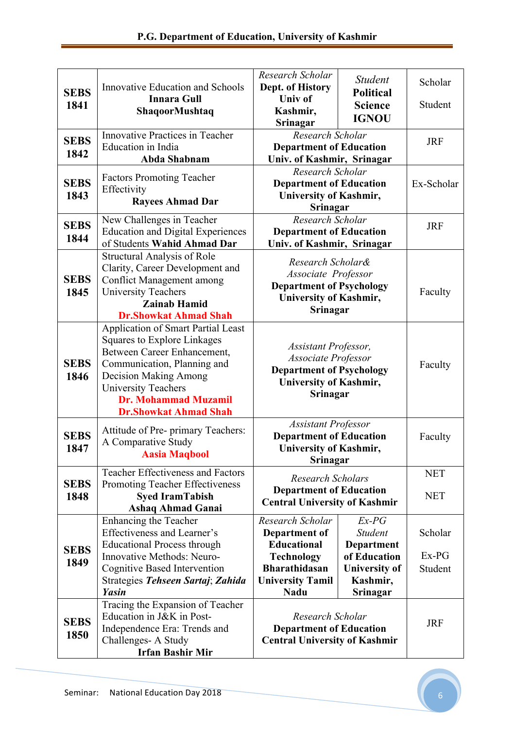| | | | | |
|---|---|---|---|---|
| **SEBS 1841** | Innovative Education and Schools **Innara Gull** **ShaqoorMushtaq** | *Research Scholar* **Dept. of History Univ of Kashmir, Srinagar** | *Student* **Political Science IGNOU** | Scholar<br>Student |
| **SEBS 1842** | Innovative Practices in Teacher Education in India **Abda Shabnam** | *Research Scholar* **Department of Education Univ. of Kashmir, Srinagar** | | JRF |
| **SEBS 1843** | Factors Promoting Teacher Effectivity **Rayees Ahmad Dar** | *Research Scholar* **Department of Education University of Kashmir, Srinagar** | | Ex-Scholar |
| **SEBS 1844** | New Challenges in Teacher Education and Digital Experiences of Students **Wahid Ahmad Dar** | *Research Scholar* **Department of Education Univ. of Kashmir, Srinagar** | | JRF |
| **SEBS 1845** | Structural Analysis of Role Clarity, Career Development and Conflict Management among University Teachers **Zainab Hamid** **Dr.Showkat Ahmad Shah** | *Research Scholar& Associate Professor* **Department of Psychology University of Kashmir, Srinagar** | | Faculty |
| **SEBS 1846** | Application of Smart Partial Least Squares to Explore Linkages Between Career Enhancement, Communication, Planning and Decision Making Among University Teachers **Dr. Mohammad Muzamil** **Dr.Showkat Ahmad Shah** | *Assistant Professor, Associate Professor* **Department of Psychology University of Kashmir, Srinagar** | | Faculty |
| **SEBS 1847** | Attitude of Pre- primary Teachers: A Comparative Study **Aasia Maqbool** | *Assistant Professor* **Department of Education University of Kashmir, Srinagar** | | Faculty |
| **SEBS 1848** | Teacher Effectiveness and Factors Promoting Teacher Effectiveness **Syed IramTabish** **Ashaq Ahmad Ganai** | *Research Scholars* **Department of Education Central University of Kashmir** | | NET<br>NET |
| **SEBS 1849** | Enhancing the Teacher Effectiveness and Learner's Educational Process through Innovative Methods: Neuro-Cognitive Based Intervention Strategies ***Tehseen Sartaj***; ***Zahida Yasin*** | *Research Scholar* **Department of Educational Technology Bharathidasan University Tamil Nadu** | *Ex-PG Student* **Department of Education University of Kashmir, Srinagar** | Scholar<br>Ex-PG Student |
| **SEBS 1850** | Tracing the Expansion of Teacher Education in J&K in Post-Independence Era: Trends and Challenges- A Study **Irfan Bashir Mir** | *Research Scholar* **Department of Education Central University of Kashmir** | | JRF |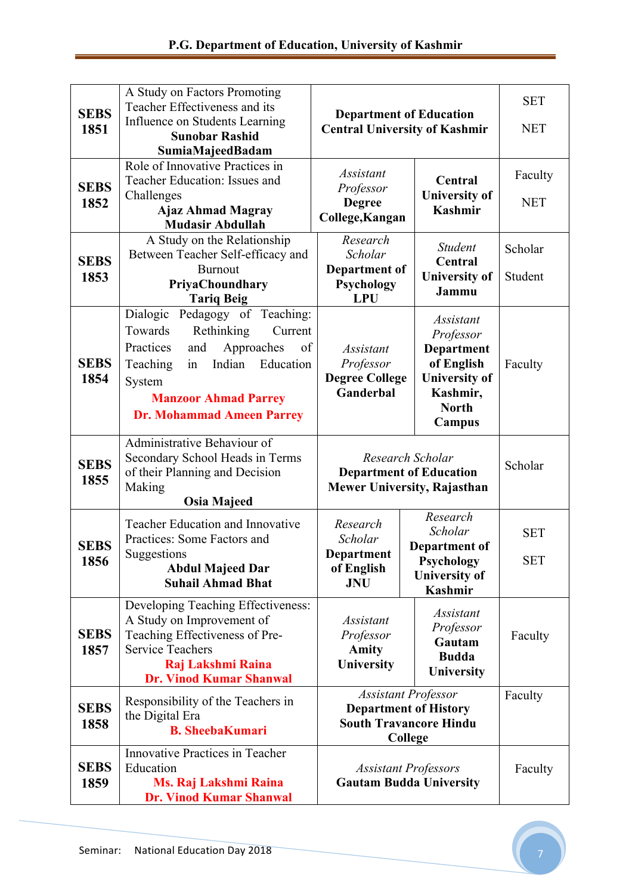| | | | | |
|---|---|---|---|---|
| **SEBS 1851** | A Study on Factors Promoting Teacher Effectiveness and its Influence on Students Learning **Sunobar Rashid** **SumiaMajeedBadam** | **Department of Education Central University of Kashmir** | | SET NET |
| **SEBS 1852** | Role of Innovative Practices in Teacher Education: Issues and Challenges **Ajaz Ahmad Magray** **Mudasir Abdullah** | *Assistant Professor* **Degree College,Kangan** | **Central University of Kashmir** | Faculty NET |
| **SEBS 1853** | A Study on the Relationship Between Teacher Self-efficacy and Burnout **PriyaChoundhary** **Tariq Beig** | *Research Scholar* **Department of Psychology LPU** | *Student* **Central University of Jammu** | Scholar Student |
| **SEBS 1854** | Dialogic Pedagogy of Teaching: Towards Rethinking Current Practices and Approaches of Teaching in Indian Education System **Manzoor Ahmad Parrey** **Dr. Mohammad Ameen Parrey** | *Assistant Professor* **Degree College Ganderbal** | *Assistant Professor* **Department of English University of Kashmir, North Campus** | Faculty |
| **SEBS 1855** | Administrative Behaviour of Secondary School Heads in Terms of their Planning and Decision Making **Osia Majeed** | *Research Scholar* **Department of Education Mewer University, Rajasthan** | | Scholar |
| **SEBS 1856** | Teacher Education and Innovative Practices: Some Factors and Suggestions **Abdul Majeed Dar** **Suhail Ahmad Bhat** | *Research Scholar* **Department of English JNU** | *Research Scholar* **Department of Psychology University of Kashmir** | SET SET |
| **SEBS 1857** | Developing Teaching Effectiveness: A Study on Improvement of Teaching Effectiveness of Pre-Service Teachers **Raj Lakshmi Raina** **Dr. Vinod Kumar Shanwal** | *Assistant Professor* **Amity University** | *Assistant Professor* **Gautam Budda University** | Faculty |
| **SEBS 1858** | Responsibility of the Teachers in the Digital Era **B. SheebaKumari** | *Assistant Professor* **Department of History South Travancore Hindu College** | | Faculty |
| **SEBS 1859** | Innovative Practices in Teacher Education **Ms. Raj Lakshmi Raina** **Dr. Vinod Kumar Shanwal** | *Assistant Professors* **Gautam Budda University** | | Faculty |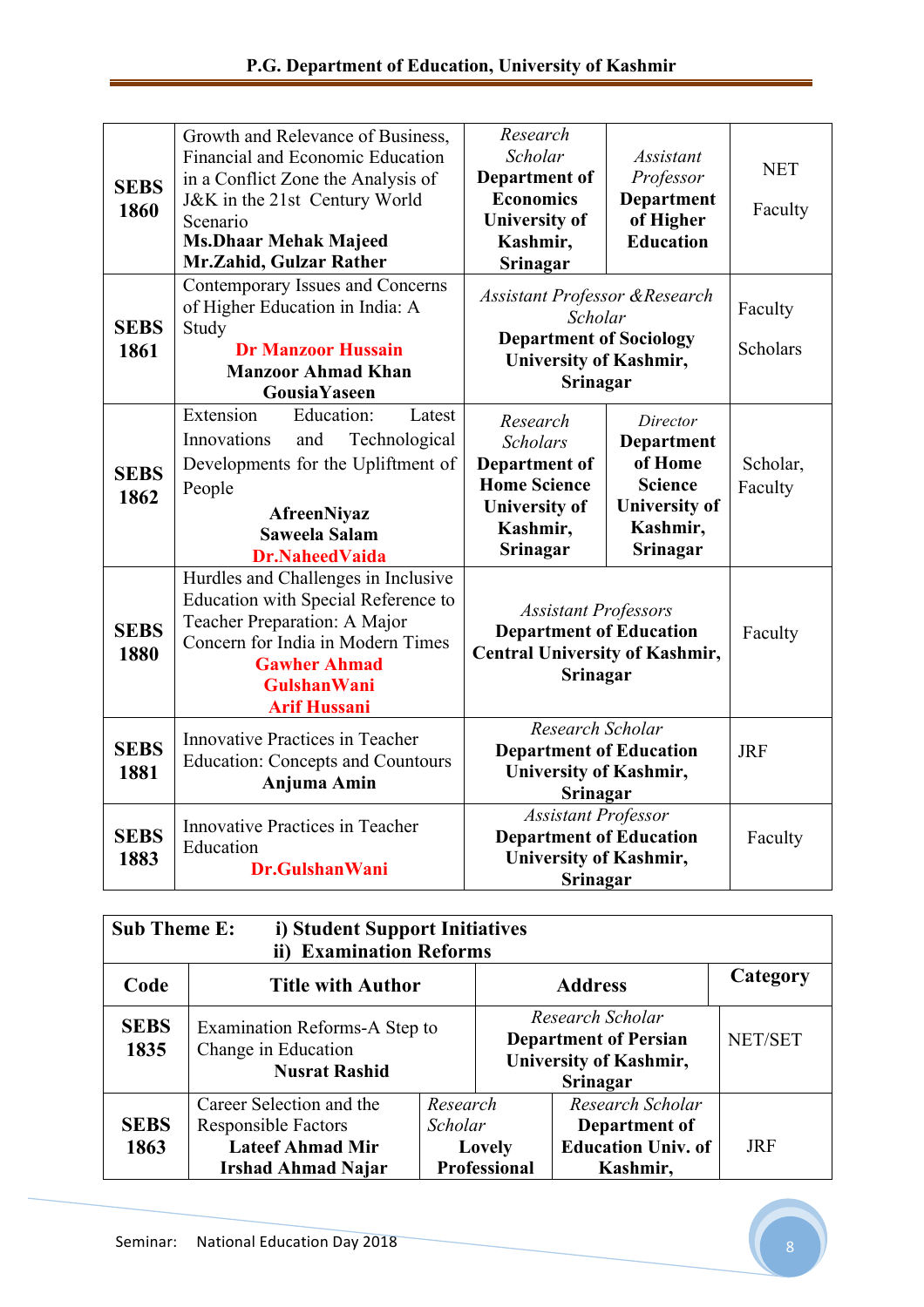| | | | | |
|---|---|---|---|---|
| **SEBS 1860** | Growth and Relevance of Business, Financial and Economic Education in a Conflict Zone the Analysis of J&K in the 21st Century World Scenario **Ms.Dhaar Mehak Majeed** **Mr.Zahid, Gulzar Rather** | *Research Scholar* **Department of Economics University of Kashmir, Srinagar** | *Assistant Professor* **Department of Higher Education** | NET Faculty |
| **SEBS 1861** | Contemporary Issues and Concerns of Higher Education in India: A Study **Dr Manzoor Hussain** **Manzoor Ahmad Khan** **GousiaYaseen** | *Assistant Professor &Research Scholar* **Department of Sociology University of Kashmir, Srinagar** | | Faculty Scholars |
| **SEBS 1862** | Extension Education: Latest Innovations and Technological Developments for the Upliftment of People **AfreenNiyaz** **Saweela Salam** **Dr.NaheedVaida** | *Research Scholars* **Department of Home Science University of Kashmir, Srinagar** | *Director* **Department of Home Science University of Kashmir, Srinagar** | Scholar, Faculty |
| **SEBS 1880** | Hurdles and Challenges in Inclusive Education with Special Reference to Teacher Preparation: A Major Concern for India in Modern Times **Gawher Ahmad** **GulshanWani** **Arif Hussani** | *Assistant Professors* **Department of Education Central University of Kashmir, Srinagar** | | Faculty |
| **SEBS 1881** | Innovative Practices in Teacher Education: Concepts and Countours **Anjuma Amin** | *Research Scholar* **Department of Education University of Kashmir, Srinagar** | | JRF |
| **SEBS 1883** | Innovative Practices in Teacher Education **Dr.GulshanWani** | *Assistant Professor* **Department of Education University of Kashmir, Srinagar** | | Faculty |

**Sub Theme E: i) Student Support Initiatives**
**ii) Examination Reforms**

| Code | Title with Author | Address | | Category |
|---|---|---|---|---|
| **SEBS 1835** | Examination Reforms-A Step to Change in Education **Nusrat Rashid** | *Research Scholar* **Department of Persian University of Kashmir, Srinagar** | | NET/SET |
| **SEBS 1863** | Career Selection and the Responsible Factors **Lateef Ahmad Mir** **Irshad Ahmad Najar** | *Research Scholar* **Lovely Professional** | *Research Scholar* **Department of Education Univ. of Kashmir,** | JRF |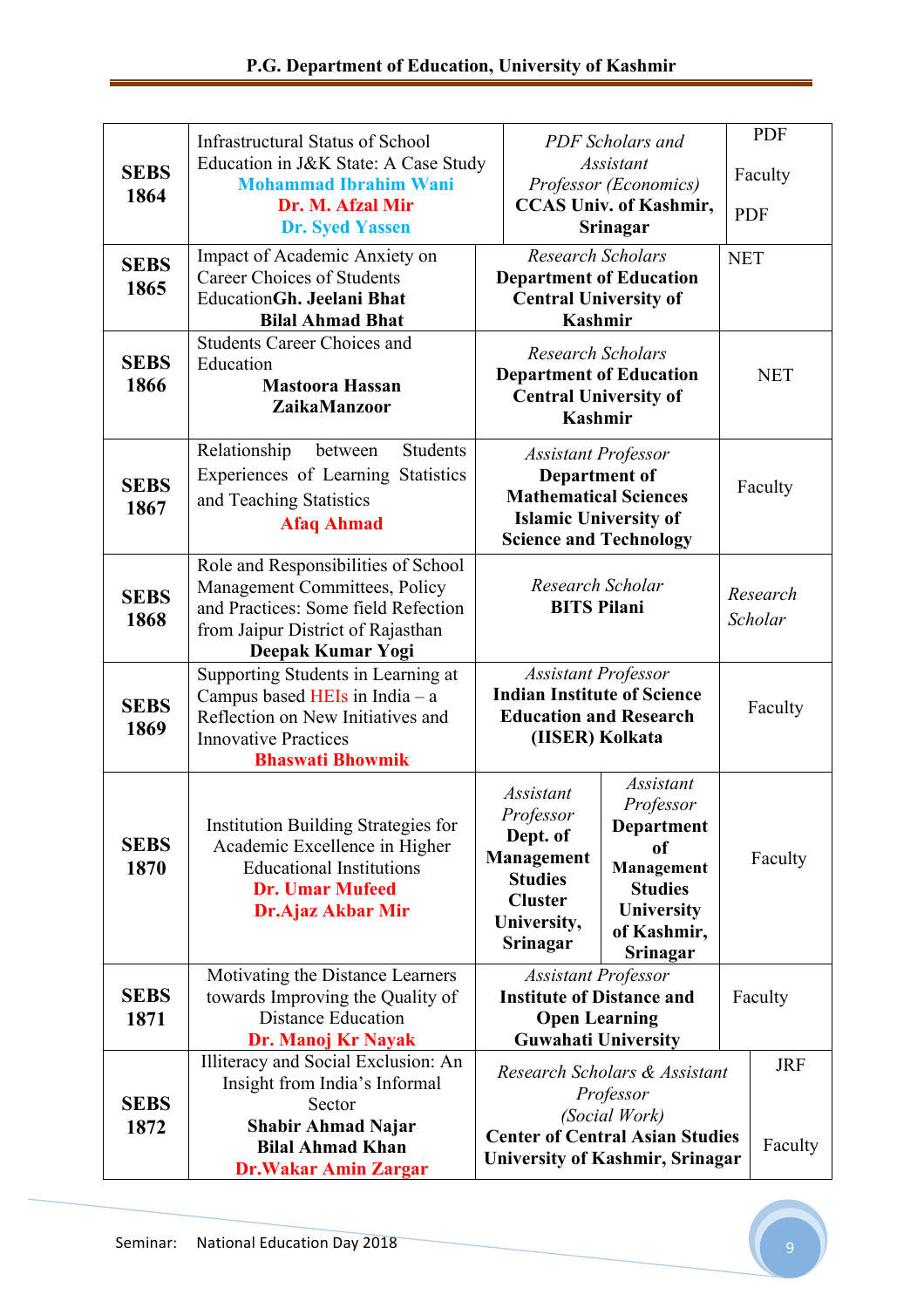| | | | |
|---|---|---|---|
| **SEBS 1864** | Infrastructural Status of School Education in J&K State: A Case Study **Mohammad Ibrahim Wani** **Dr. M. Afzal Mir** **Dr. Syed Yassen** | *PDF Scholars and Assistant Professor (Economics)* **CCAS Univ. of Kashmir, Srinagar** | PDF Faculty PDF |
| **SEBS 1865** | Impact of Academic Anxiety on Career Choices of Students Education**Gh. Jeelani Bhat** **Bilal Ahmad Bhat** | *Research Scholars* **Department of Education Central University of Kashmir** | NET |
| **SEBS 1866** | Students Career Choices and Education **Mastoora Hassan** **ZaikaManzoor** | *Research Scholars* **Department of Education Central University of Kashmir** | NET |
| **SEBS 1867** | Relationship between Students Experiences of Learning Statistics and Teaching Statistics **Afaq Ahmad** | *Assistant Professor* **Department of Mathematical Sciences Islamic University of Science and Technology** | Faculty |
| **SEBS 1868** | Role and Responsibilities of School Management Committees, Policy and Practices: Some field Refection from Jaipur District of Rajasthan **Deepak Kumar Yogi** | *Research Scholar* **BITS Pilani** | *Research Scholar* |
| **SEBS 1869** | Supporting Students in Learning at Campus based HEIs in India – a Reflection on New Initiatives and Innovative Practices **Bhaswati Bhowmik** | *Assistant Professor* **Indian Institute of Science Education and Research (IISER) Kolkata** | Faculty |
| **SEBS 1870** | Institution Building Strategies for Academic Excellence in Higher Educational Institutions **Dr. Umar Mufeed** **Dr.Ajaz Akbar Mir** | *Assistant Professor* **Dept. of Management Studies Cluster University, Srinagar**; *Assistant Professor* **Department of Management Studies University of Kashmir, Srinagar** | Faculty |
| **SEBS 1871** | Motivating the Distance Learners towards Improving the Quality of Distance Education **Dr. Manoj Kr Nayak** | *Assistant Professor* **Institute of Distance and Open Learning Guwahati University** | Faculty |
| **SEBS 1872** | Illiteracy and Social Exclusion: An Insight from India's Informal Sector **Shabir Ahmad Najar** **Bilal Ahmad Khan** **Dr.Wakar Amin Zargar** | *Research Scholars & Assistant Professor (Social Work)* **Center of Central Asian Studies University of Kashmir, Srinagar** | JRF Faculty |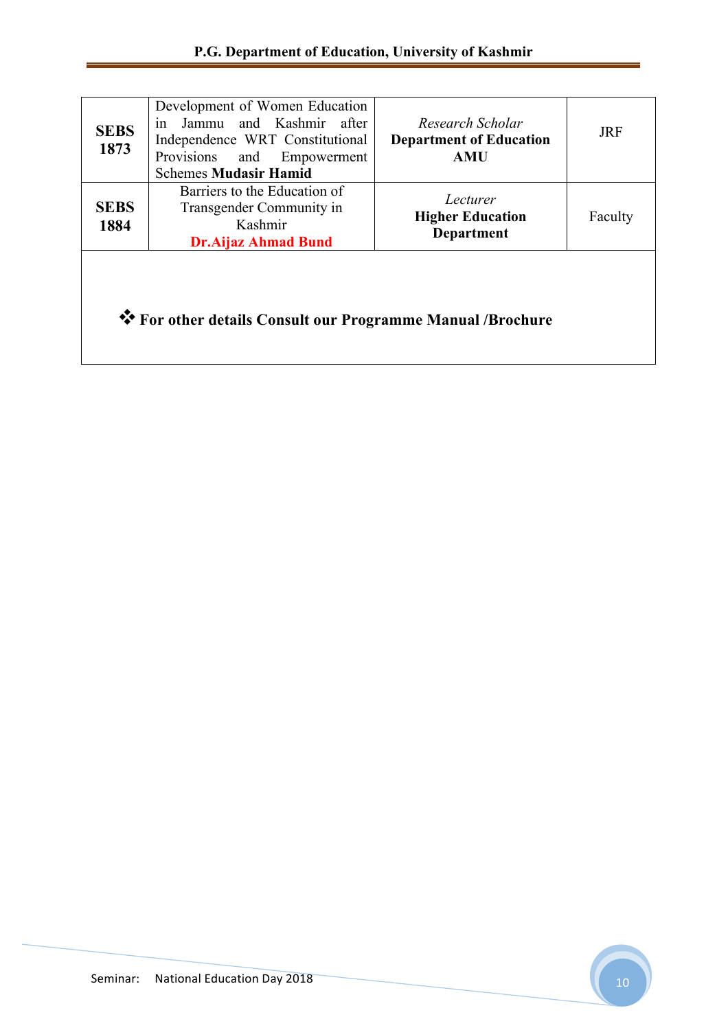| | | | |
|---|---|---|---|
| **SEBS 1873** | Development of Women Education in Jammu and Kashmir after Independence WRT Constitutional Provisions and Empowerment Schemes **Mudasir Hamid** | *Research Scholar* **Department of Education AMU** | JRF |
| **SEBS 1884** | Barriers to the Education of Transgender Community in Kashmir **Dr.Aijaz Ahmad Bund** | *Lecturer* **Higher Education Department** | Faculty |

❖ **For other details Consult our Programme Manual /Brochure**